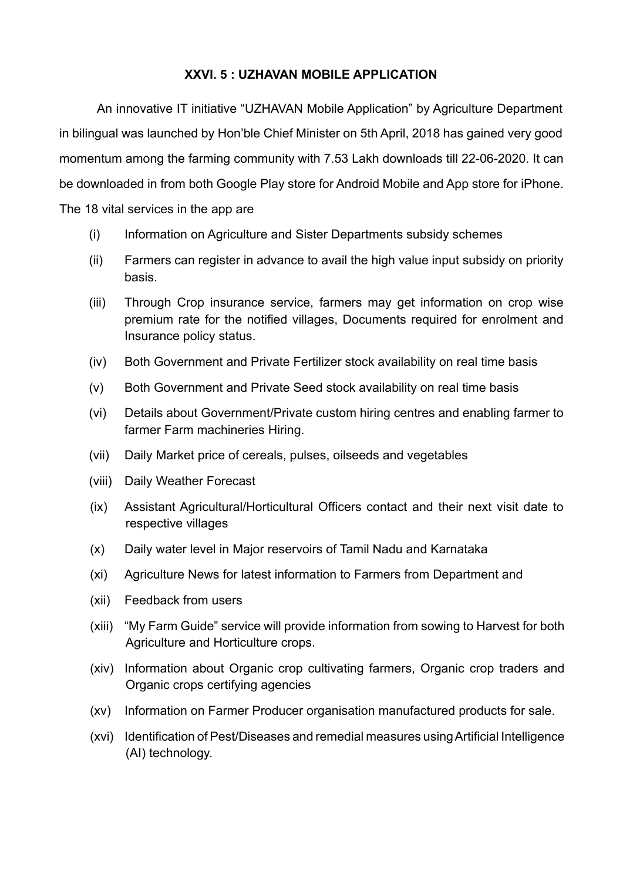### XXVI. 5 : UZHAVAN MOBILE APPLICATION

An innovative IT initiative "UZHAVAN Mobile Application" by Agriculture Department in bilingual was launched by Hon'ble Chief Minister on 5th April, 2018 has gained very good momentum among the farming community with 7.53 Lakh downloads till 22-06-2020. It can be downloaded in from both Google Play store for Android Mobile and App store for iPhone. The 18 vital services in the app are

- (i) Information on Agriculture and Sister Departments subsidy schemes
- (ii) Farmers can register in advance to avail the high value input subsidy on priority basis.
- (iii) Through Crop insurance service, farmers may get information on crop wise premium rate for the notified villages, Documents required for enrolment and Insurance policy status.
- (iv) Both Government and Private Fertilizer stock availability on real time basis
- (v) Both Government and Private Seed stock availability on real time basis
- (vi) Details about Government/Private custom hiring centres and enabling farmer to farmer Farm machineries Hiring.
- (vii) Daily Market price of cereals, pulses, oilseeds and vegetables
- (viii) Daily Weather Forecast
- (ix) Assistant Agricultural/Horticultural Officers contact and their next visit date to respective villages
- (x) Daily water level in Major reservoirs of Tamil Nadu and Karnataka
- (xi) Agriculture News for latest information to Farmers from Department and
- (xii) Feedback from users
- (xiii) "My Farm Guide" service will provide information from sowing to Harvest for both Agriculture and Horticulture crops.
- (xiv) Information about Organic crop cultivating farmers, Organic crop traders and Organic crops certifying agencies
- (xv) Information on Farmer Producer organisation manufactured products for sale.
- (xvi) Identification of Pest/Diseases and remedial measures using Artificial Intelligence (AI) technology.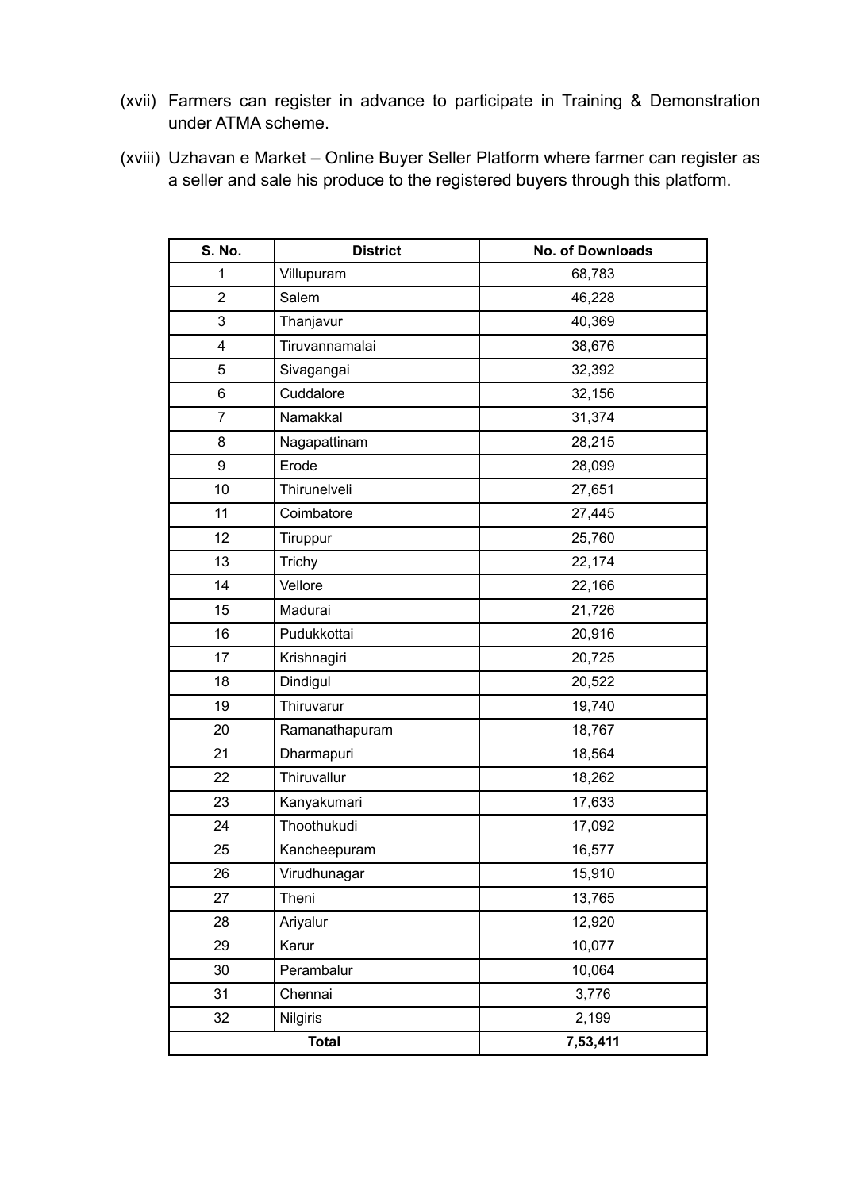(xvii) Farmers can register in advance to participate in Training & Demonstration under ATMA scheme.

(xviii) Uzhavan e Market – Online Buyer Seller Platform where farmer can register as a seller and sale his produce to the registered buyers through this platform.

| S. No. | District | No. of Downloads |
|---|---|---|
| 1 | Villupuram | 68,783 |
| 2 | Salem | 46,228 |
| 3 | Thanjavur | 40,369 |
| 4 | Tiruvannamalai | 38,676 |
| 5 | Sivagangai | 32,392 |
| 6 | Cuddalore | 32,156 |
| 7 | Namakkal | 31,374 |
| 8 | Nagapattinam | 28,215 |
| 9 | Erode | 28,099 |
| 10 | Thirunelveli | 27,651 |
| 11 | Coimbatore | 27,445 |
| 12 | Tiruppur | 25,760 |
| 13 | Trichy | 22,174 |
| 14 | Vellore | 22,166 |
| 15 | Madurai | 21,726 |
| 16 | Pudukkottai | 20,916 |
| 17 | Krishnagiri | 20,725 |
| 18 | Dindigul | 20,522 |
| 19 | Thiruvarur | 19,740 |
| 20 | Ramanathapuram | 18,767 |
| 21 | Dharmapuri | 18,564 |
| 22 | Thiruvallur | 18,262 |
| 23 | Kanyakumari | 17,633 |
| 24 | Thoothukudi | 17,092 |
| 25 | Kancheepuram | 16,577 |
| 26 | Virudhunagar | 15,910 |
| 27 | Theni | 13,765 |
| 28 | Ariyalur | 12,920 |
| 29 | Karur | 10,077 |
| 30 | Perambalur | 10,064 |
| 31 | Chennai | 3,776 |
| 32 | Nilgiris | 2,199 |
| **Total** | | **7,53,411** |